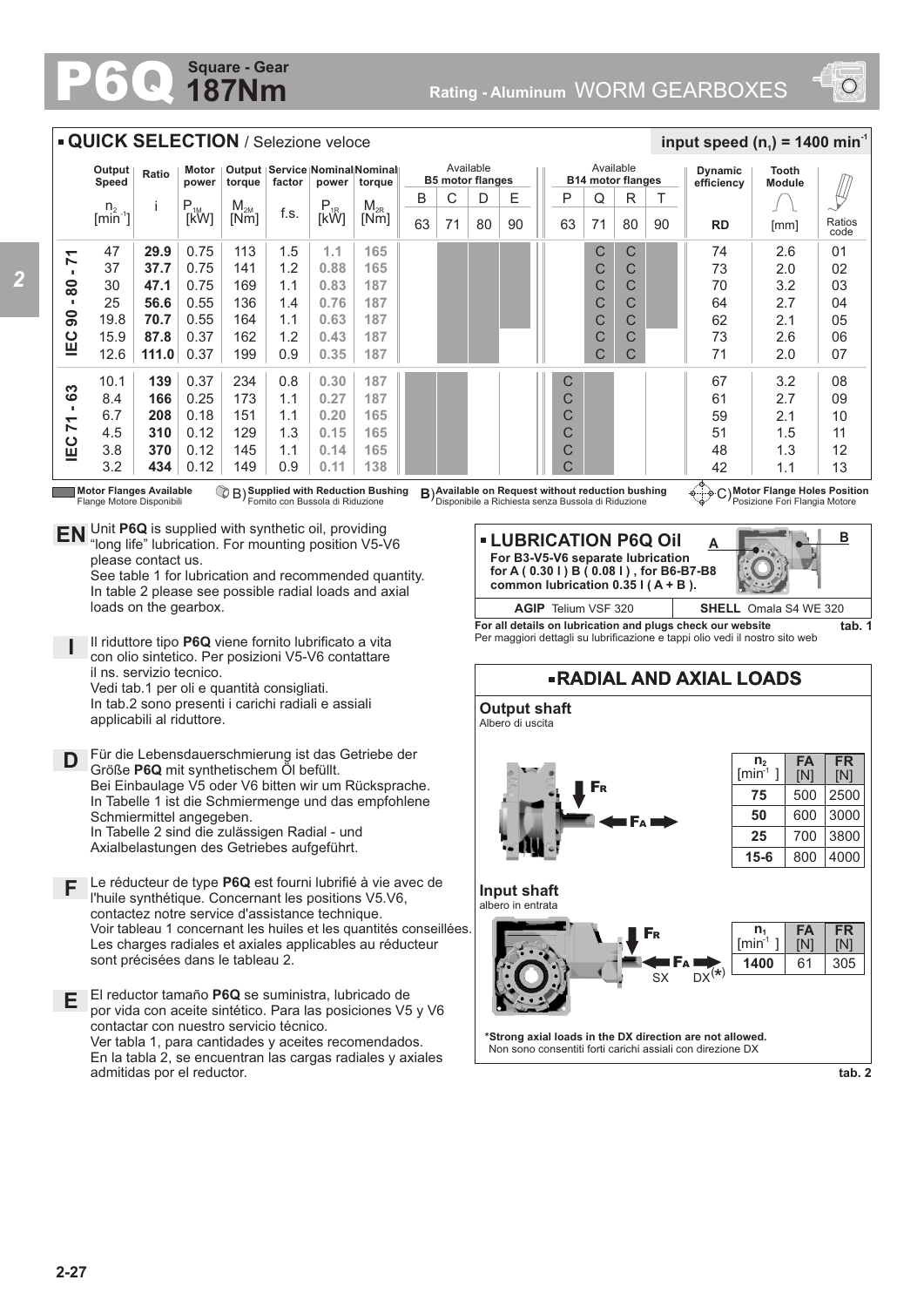# P6Q Square - Gear 187Nm

## Rating - Aluminum WORM GEARBOXES

## QUICK SELECTION / Selezione veloce

**input speed ($n_1$) = 1400 min$^{-1}$**

| | Output Speed $n_2$ [min$^{-1}$] | Ratio i | Motor power $P_{1M}$ [kW] | Output torque $M_{2M}$ [Nm] | Service factor f.s. | Nominal power $P_{1R}$ [kW] | Nominal torque $M_{2R}$ [Nm] | Available B5 motor flanges B 63 | C 71 | D 80 | E 90 | Available B14 motor flanges P 63 | Q 71 | R 80 | T 90 | Dynamic efficiency RD | Tooth Module [mm] | Ratios code |
|---|---|---|---|---|---|---|---|---|---|---|---|---|---|---|---|---|---|---|
| IEC 90 - 80 - 71 | 47 | **29.9** | 0.75 | 113 | 1.5 | 1.1 | 165 | | ■ | ■ | ■ | | C | C | ■ | 74 | 2.6 | 01 |
| | 37 | **37.7** | 0.75 | 141 | 1.2 | 0.88 | 165 | | ■ | ■ | ■ | | C | C | ■ | 73 | 2.0 | 02 |
| | 30 | **47.1** | 0.75 | 169 | 1.1 | 0.83 | 187 | | ■ | ■ | ■ | | C | C | ■ | 70 | 3.2 | 03 |
| | 25 | **56.6** | 0.55 | 136 | 1.4 | 0.76 | 187 | | ■ | ■ | ■ | | C | C | ■ | 64 | 2.7 | 04 |
| | 19.8 | **70.7** | 0.55 | 164 | 1.1 | 0.63 | 187 | | ■ | ■ | ■ | | C | C | ■ | 62 | 2.1 | 05 |
| | 15.9 | **87.8** | 0.37 | 162 | 1.2 | 0.43 | 187 | | ■ | ■ | | | C | C | | 73 | 2.6 | 06 |
| | 12.6 | **111.0** | 0.37 | 199 | 0.9 | 0.35 | 187 | | ■ | ■ | | | C | C | | 71 | 2.0 | 07 |
| IEC 71 - 63 | 10.1 | **139** | 0.37 | 234 | 0.8 | 0.30 | 187 | ■ | ■ | | | C | ■ | | | 67 | 3.2 | 08 |
| | 8.4 | **166** | 0.25 | 173 | 1.1 | 0.27 | 187 | ■ | ■ | | | C | ■ | | | 61 | 2.7 | 09 |
| | 6.7 | **208** | 0.18 | 151 | 1.1 | 0.20 | 165 | ■ | ■ | | | C | ■ | | | 59 | 2.1 | 10 |
| | 4.5 | **310** | 0.12 | 129 | 1.3 | 0.15 | 165 | ■ | ■ | | | C | ■ | | | 51 | 1.5 | 11 |
| | 3.8 | **370** | 0.12 | 145 | 1.1 | 0.14 | 165 | ■ | ■ | | | C | ■ | | | 48 | 1.3 | 12 |
| | 3.2 | **434** | 0.12 | 149 | 0.9 | 0.11 | 138 | ■ | ■ | | | C | ■ | | | 42 | 1.1 | 13 |

■ **Motor Flanges Available** / Flange Motore Disponibili — B) **Supplied with Reduction Bushing** / Fornito con Bussola di Riduzione — B) **Available on Request without reduction bushing** / Disponibile a Richiesta senza Bussola di Riduzione — C) **Motor Flange Holes Position** / Posizione Fori Flangia Motore

**EN** Unit **P6Q** is supplied with synthetic oil, providing "long life" lubrication. For mounting position V5-V6 please contact us.
See table 1 for lubrication and recommended quantity.
In table 2 please see possible radial loads and axial loads on the gearbox.

**I** Il riduttore tipo **P6Q** viene fornito lubrificato a vita con olio sintetico. Per posizioni V5-V6 contattare il ns. servizio tecnico.
Vedi tab.1 per oli e quantità consigliati.
In tab.2 sono presenti i carichi radiali e assiali applicabili al riduttore.

**D** Für die Lebensdauerschmierung ist das Getriebe der Größe **P6Q** mit synthetischem Öl befüllt.
Bei Einbaulage V5 oder V6 bitten wir um Rücksprache.
In Tabelle 1 ist die Schmiermenge und das empfohlene Schmiermittel angegeben.
In Tabelle 2 sind die zulässigen Radial - und Axialbelastungen des Getriebes aufgeführt.

**F** Le réducteur de type **P6Q** est fourni lubrifié à vie avec de l'huile synthétique. Concernant les positions V5.V6, contactez notre service d'assistance technique.
Voir tableau 1 concernant les huiles et les quantités conseillées.
Les charges radiales et axiales applicables au réducteur sont précisées dans le tableau 2.

**E** El reductor tamaño **P6Q** se suministra, lubricado de por vida con aceite sintético. Para las posiciones V5 y V6 contactar con nuestro servicio técnico.
Ver tabla 1, para cantidades y aceites recomendados.
En la tabla 2, se encuentran las cargas radiales y axiales admitidas por el reductor.

## LUBRICATION P6Q Oil

**For B3-V5-V6 separate lubrication for A ( 0.30 l ) B ( 0.08 l ) , for B6-B7-B8 common lubrication 0.35 l ( A + B ).**

| AGIP | SHELL |
|---|---|
| Telium VSF 320 | Omala S4 WE 320 |

For all details on lubrication and plugs check our website
Per maggiori dettagli su lubrificazione e tappi olio vedi il nostro sito web

tab. 1

## RADIAL AND AXIAL LOADS

**Output shaft**
Albero di uscita

| $n_2$ [min$^{-1}$] | FA [N] | FR [N] |
|---|---|---|
| **75** | 500 | 2500 |
| **50** | 600 | 3000 |
| **25** | 700 | 3800 |
| **15-6** | 800 | 4000 |

**Input shaft**
albero in entrata

| $n_1$ [min$^{-1}$] | FA [N] | FR [N] |
|---|---|---|
| **1400** | 61 | 305 |

**\*Strong axial loads in the DX direction are not allowed.**
Non sono consentiti forti carichi assiali con direzione DX

tab. 2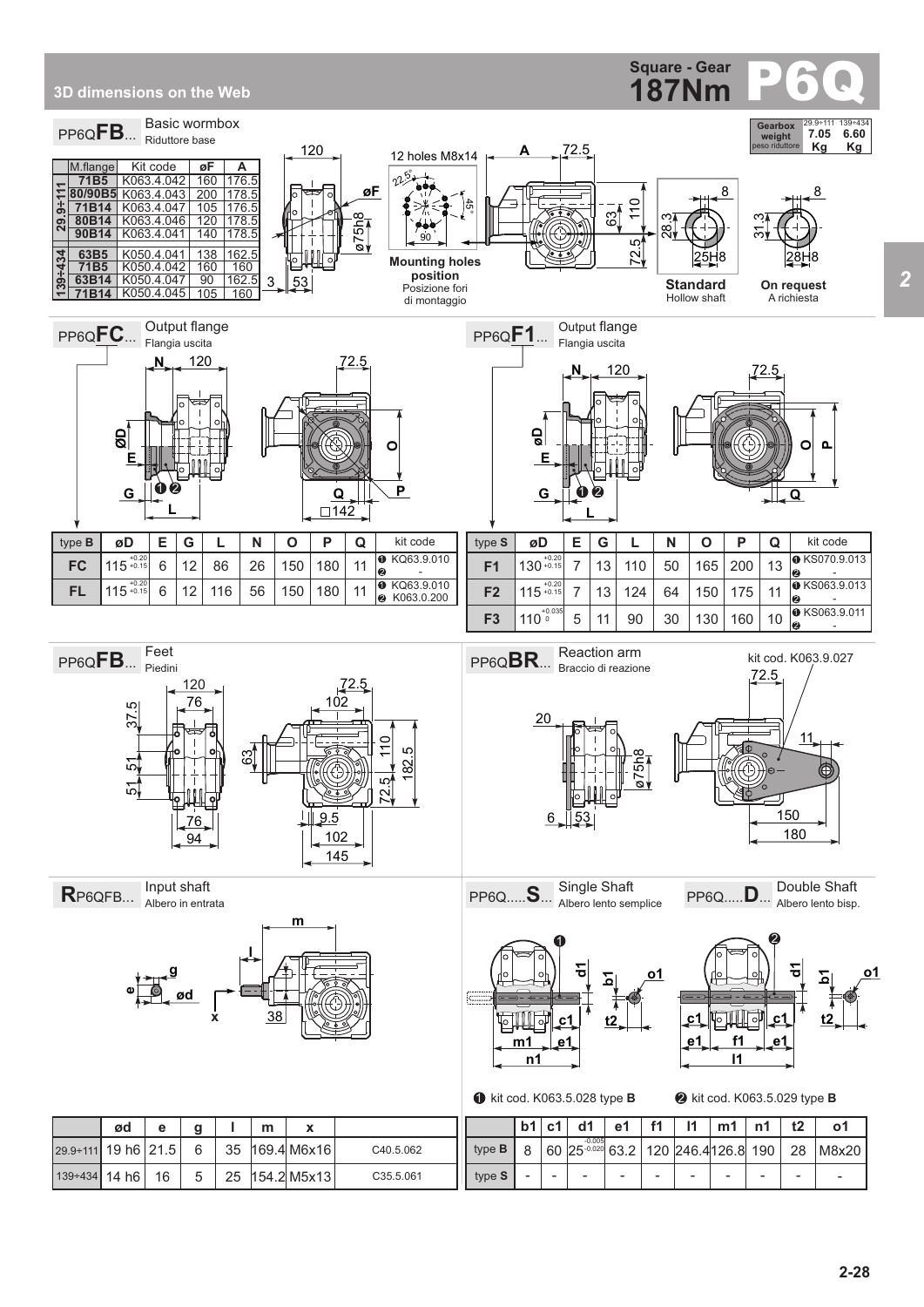# 3D dimensions on the Web

**Square - Gear 187Nm P6Q**

## PP6QFB... Basic wormbox
Riduttore base

| | M.flange | Kit code | øF | A |
|---|---|---|---|---|
| 29.9÷111 | 71B5 | K063.4.042 | 160 | 176.5 |
| | 80/90B5 | K063.4.043 | 200 | 178.5 |
| | 71B14 | K063.4.047 | 105 | 176.5 |
| | 80B14 | K063.4.046 | 120 | 178.5 |
| | 90B14 | K063.4.041 | 140 | 178.5 |
| 139÷434 | 63B5 | K050.4.041 | 138 | 162.5 |
| | 71B5 | K050.4.042 | 160 | 160 |
| | 63B14 | K050.4.047 | 90 | 162.5 |
| | 71B14 | K050.4.045 | 105 | 160 |

| Gearbox weight / peso riduttore | 29.9÷111 | 139÷434 |
|---|---|---|
| | 7.05 Kg | 6.60 Kg |

12 holes M8x14

Mounting holes position
Posizione fori di montaggio

Standard
Hollow shaft

On request
A richiesta

## PP6QFC... Output flange
Flangia uscita

| type B | øD | E | G | L | N | O | P | Q | kit code |
|---|---|---|---|---|---|---|---|---|---|
| FC | 115 $^{+0.20}_{+0.15}$ | 6 | 12 | 86 | 26 | 150 | 180 | 11 | ❶ KQ63.9.010 ❷ - |
| FL | 115 $^{+0.20}_{+0.15}$ | 6 | 12 | 116 | 56 | 150 | 180 | 11 | ❶ KQ63.9.010 ❷ K063.0.200 |

## PP6QF1... Output flange
Flangia uscita

| type S | øD | E | G | L | N | O | P | Q | kit code |
|---|---|---|---|---|---|---|---|---|---|
| F1 | 130 $^{+0.20}_{+0.15}$ | 7 | 13 | 110 | 50 | 165 | 200 | 13 | ❶ KS070.9.013 ❷ - |
| F2 | 115 $^{+0.20}_{+0.15}$ | 7 | 13 | 124 | 64 | 150 | 175 | 11 | ❶ KS063.9.013 ❷ - |
| F3 | 110 $^{+0.035}_{0}$ | 5 | 11 | 90 | 30 | 130 | 160 | 10 | ❶ KS063.9.011 ❷ - |

## PP6QFB... Feet
Piedini

## PP6QBR... Reaction arm
Braccio di reazione

kit cod. K063.9.027

## RP6QFB... Input shaft
Albero in entrata

| | ød | e | g | l | m | x | |
|---|---|---|---|---|---|---|---|
| 29.9÷111 | 19 h6 | 21.5 | 6 | 35 | 169.4 | M6x16 | C40.5.062 |
| 139÷434 | 14 h6 | 16 | 5 | 25 | 154.2 | M5x13 | C35.5.061 |

## PP6Q.....S... Single Shaft
Albero lento semplice

## PP6Q.....D... Double Shaft
Albero lento bisp.

❶ kit cod. K063.5.028 type **B**

❷ kit cod. K063.5.029 type **B**

| | b1 | c1 | d1 | e1 | f1 | l1 | m1 | n1 | t2 | o1 |
|---|---|---|---|---|---|---|---|---|---|---|
| type B | 8 | 60 | 25 $^{-0.005}_{-0.020}$ | 63.2 | 120 | 246.4 | 126.8 | 190 | 28 | M8x20 |
| type S | - | - | - | - | - | - | - | - | - | - |